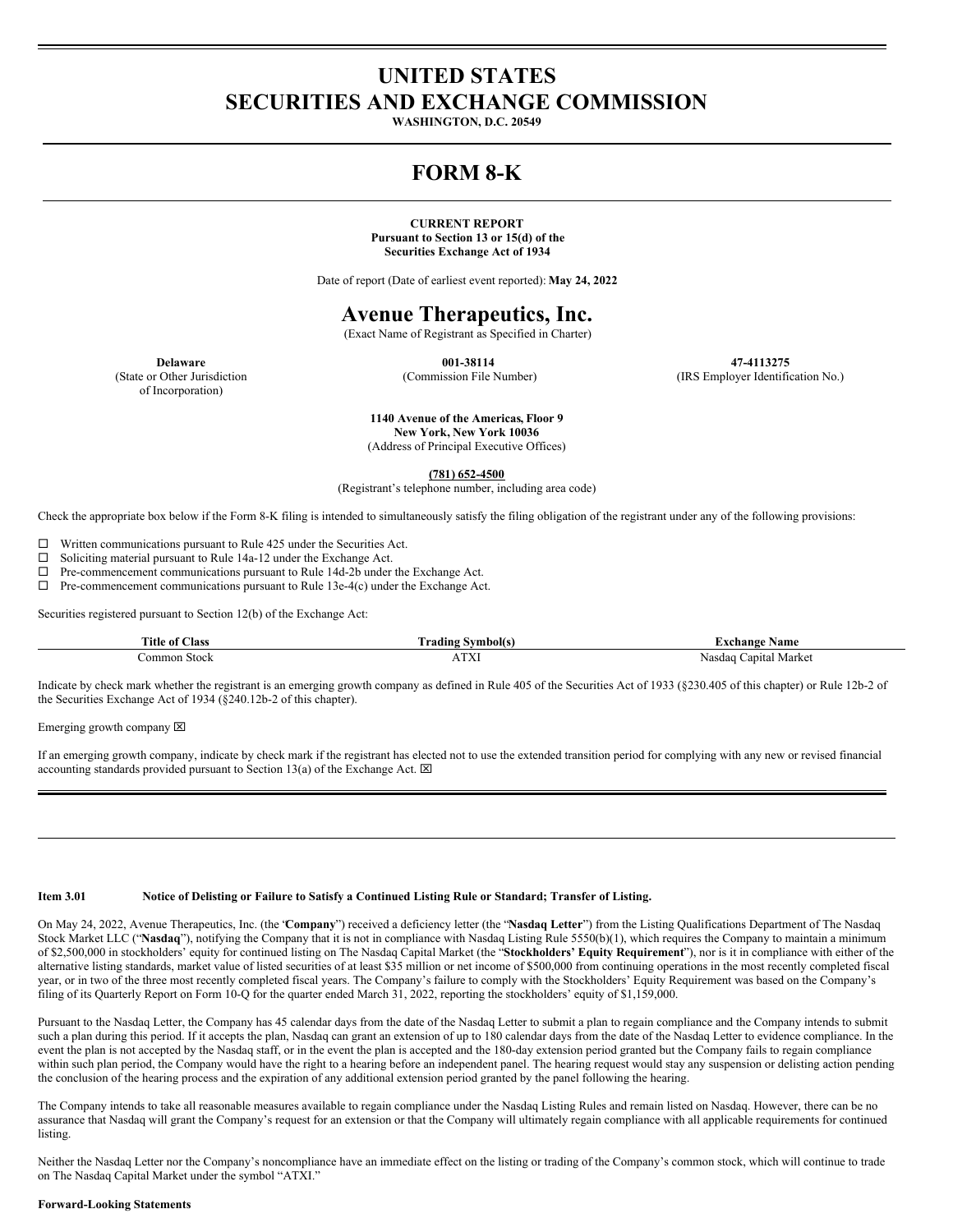# UNITED STATES
# SECURITIES AND EXCHANGE COMMISSION

**WASHINGTON, D.C. 20549**

# FORM 8-K

**CURRENT REPORT**
**Pursuant to Section 13 or 15(d) of the**
**Securities Exchange Act of 1934**

Date of report (Date of earliest event reported): **May 24, 2022**

# Avenue Therapeutics, Inc.

(Exact Name of Registrant as Specified in Charter)

| **Delaware** | **001-38114** | **47-4113275** |
|---|---|---|
| (State or Other Jurisdiction of Incorporation) | (Commission File Number) | (IRS Employer Identification No.) |

**1140 Avenue of the Americas, Floor 9**
**New York, New York 10036**
(Address of Principal Executive Offices)

**(781) 652-4500**
(Registrant's telephone number, including area code)

Check the appropriate box below if the Form 8-K filing is intended to simultaneously satisfy the filing obligation of the registrant under any of the following provisions:

☐ Written communications pursuant to Rule 425 under the Securities Act.
☐ Soliciting material pursuant to Rule 14a-12 under the Exchange Act.
☐ Pre-commencement communications pursuant to Rule 14d-2b under the Exchange Act.
☐ Pre-commencement communications pursuant to Rule 13e-4(c) under the Exchange Act.

Securities registered pursuant to Section 12(b) of the Exchange Act:

| Title of Class | Trading Symbol(s) | Exchange Name |
|---|---|---|
| Common Stock | ATXI | Nasdaq Capital Market |

Indicate by check mark whether the registrant is an emerging growth company as defined in Rule 405 of the Securities Act of 1933 (§230.405 of this chapter) or Rule 12b-2 of the Securities Exchange Act of 1934 (§240.12b-2 of this chapter).

Emerging growth company ☒

If an emerging growth company, indicate by check mark if the registrant has elected not to use the extended transition period for complying with any new or revised financial accounting standards provided pursuant to Section 13(a) of the Exchange Act. ☒

**Item 3.01 Notice of Delisting or Failure to Satisfy a Continued Listing Rule or Standard; Transfer of Listing.**

On May 24, 2022, Avenue Therapeutics, Inc. (the "**Company**") received a deficiency letter (the "**Nasdaq Letter**") from the Listing Qualifications Department of The Nasdaq Stock Market LLC ("**Nasdaq**"), notifying the Company that it is not in compliance with Nasdaq Listing Rule 5550(b)(1), which requires the Company to maintain a minimum of $2,500,000 in stockholders' equity for continued listing on The Nasdaq Capital Market (the "**Stockholders' Equity Requirement**"), nor is it in compliance with either of the alternative listing standards, market value of listed securities of at least $35 million or net income of $500,000 from continuing operations in the most recently completed fiscal year, or in two of the three most recently completed fiscal years. The Company's failure to comply with the Stockholders' Equity Requirement was based on the Company's filing of its Quarterly Report on Form 10-Q for the quarter ended March 31, 2022, reporting the stockholders' equity of $1,159,000.

Pursuant to the Nasdaq Letter, the Company has 45 calendar days from the date of the Nasdaq Letter to submit a plan to regain compliance and the Company intends to submit such a plan during this period. If it accepts the plan, Nasdaq can grant an extension of up to 180 calendar days from the date of the Nasdaq Letter to evidence compliance. In the event the plan is not accepted by the Nasdaq staff, or in the event the plan is accepted and the 180-day extension period granted but the Company fails to regain compliance within such plan period, the Company would have the right to a hearing before an independent panel. The hearing request would stay any suspension or delisting action pending the conclusion of the hearing process and the expiration of any additional extension period granted by the panel following the hearing.

The Company intends to take all reasonable measures available to regain compliance under the Nasdaq Listing Rules and remain listed on Nasdaq. However, there can be no assurance that Nasdaq will grant the Company's request for an extension or that the Company will ultimately regain compliance with all applicable requirements for continued listing.

Neither the Nasdaq Letter nor the Company's noncompliance have an immediate effect on the listing or trading of the Company's common stock, which will continue to trade on The Nasdaq Capital Market under the symbol "ATXI."

**Forward-Looking Statements**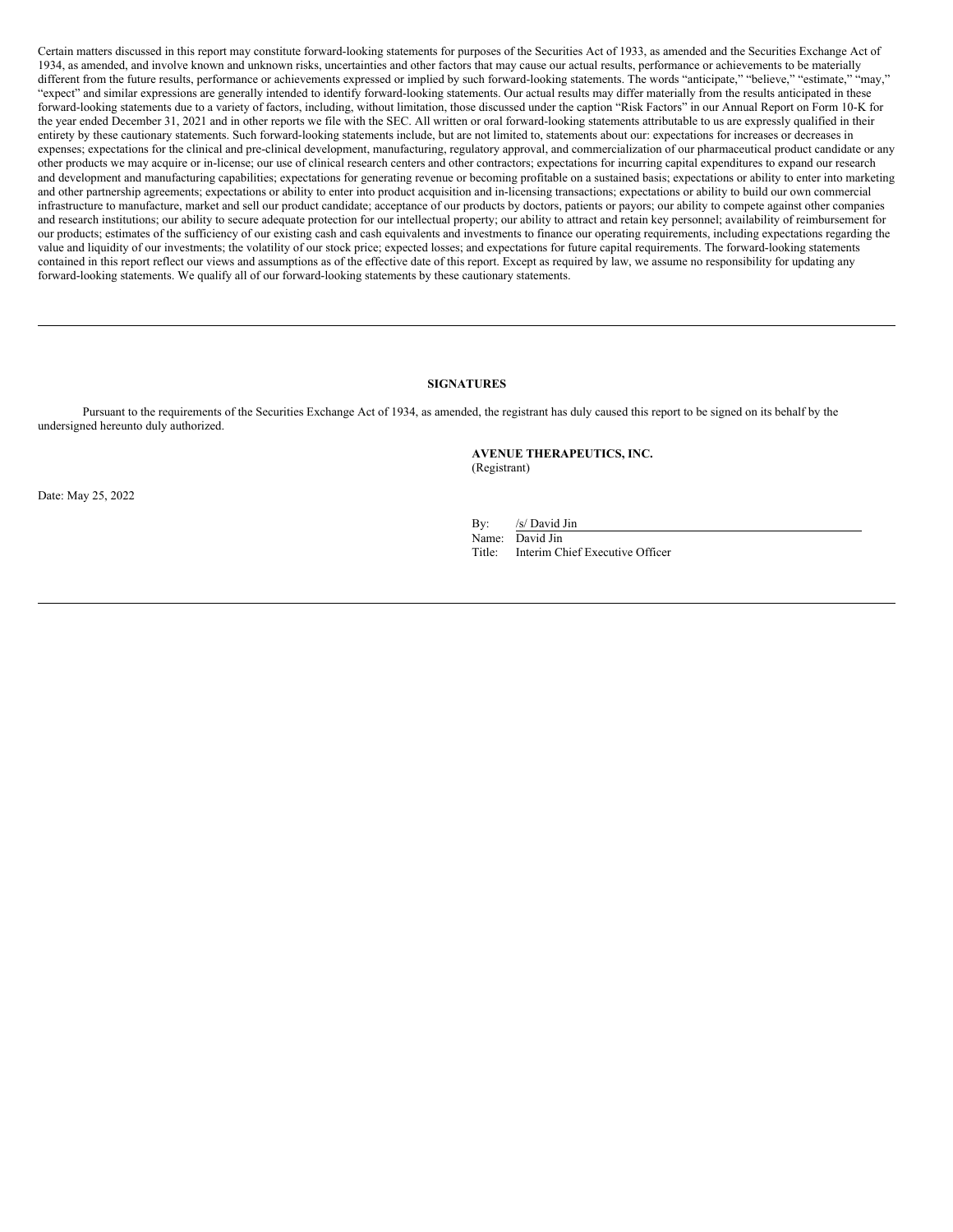Certain matters discussed in this report may constitute forward-looking statements for purposes of the Securities Act of 1933, as amended and the Securities Exchange Act of 1934, as amended, and involve known and unknown risks, uncertainties and other factors that may cause our actual results, performance or achievements to be materially different from the future results, performance or achievements expressed or implied by such forward-looking statements. The words "anticipate," "believe," "estimate," "may," "expect" and similar expressions are generally intended to identify forward-looking statements. Our actual results may differ materially from the results anticipated in these forward-looking statements due to a variety of factors, including, without limitation, those discussed under the caption "Risk Factors" in our Annual Report on Form 10-K for the year ended December 31, 2021 and in other reports we file with the SEC. All written or oral forward-looking statements attributable to us are expressly qualified in their entirety by these cautionary statements. Such forward-looking statements include, but are not limited to, statements about our: expectations for increases or decreases in expenses; expectations for the clinical and pre-clinical development, manufacturing, regulatory approval, and commercialization of our pharmaceutical product candidate or any other products we may acquire or in-license; our use of clinical research centers and other contractors; expectations for incurring capital expenditures to expand our research and development and manufacturing capabilities; expectations for generating revenue or becoming profitable on a sustained basis; expectations or ability to enter into marketing and other partnership agreements; expectations or ability to enter into product acquisition and in-licensing transactions; expectations or ability to build our own commercial infrastructure to manufacture, market and sell our product candidate; acceptance of our products by doctors, patients or payors; our ability to compete against other companies and research institutions; our ability to secure adequate protection for our intellectual property; our ability to attract and retain key personnel; availability of reimbursement for our products; estimates of the sufficiency of our existing cash and cash equivalents and investments to finance our operating requirements, including expectations regarding the value and liquidity of our investments; the volatility of our stock price; expected losses; and expectations for future capital requirements. The forward-looking statements contained in this report reflect our views and assumptions as of the effective date of this report. Except as required by law, we assume no responsibility for updating any forward-looking statements. We qualify all of our forward-looking statements by these cautionary statements.

---

**SIGNATURES**

Pursuant to the requirements of the Securities Exchange Act of 1934, as amended, the registrant has duly caused this report to be signed on its behalf by the undersigned hereunto duly authorized.

**AVENUE THERAPEUTICS, INC.**
(Registrant)

Date: May 25, 2022

By: /s/ David Jin
Name: David Jin
Title: Interim Chief Executive Officer